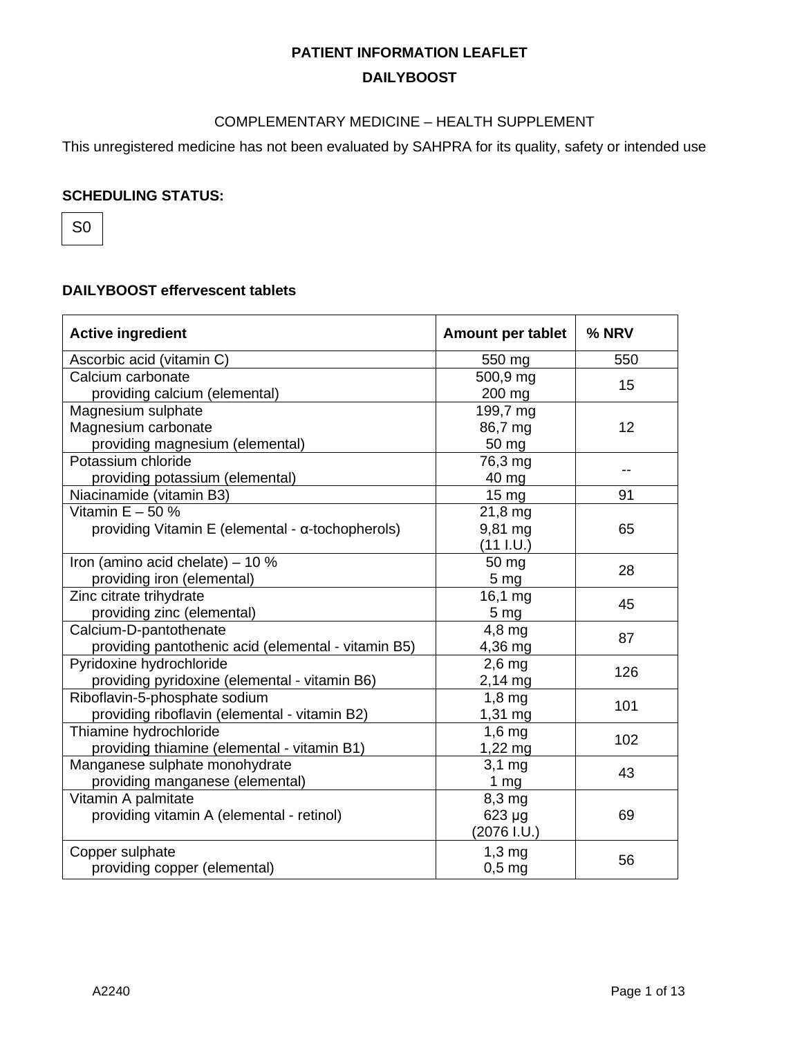**PATIENT INFORMATION LEAFLET**

**DAILYBOOST**

COMPLEMENTARY MEDICINE – HEALTH SUPPLEMENT

This unregistered medicine has not been evaluated by SAHPRA for its quality, safety or intended use

**SCHEDULING STATUS:**

S0

**DAILYBOOST effervescent tablets**

| Active ingredient | Amount per tablet | % NRV |
|---|---|---|
| Ascorbic acid (vitamin C) | 550 mg | 550 |
| Calcium carbonate<br>providing calcium (elemental) | 500,9 mg<br>200 mg | 15 |
| Magnesium sulphate<br>Magnesium carbonate<br>providing magnesium (elemental) | 199,7 mg<br>86,7 mg<br>50 mg | 12 |
| Potassium chloride<br>providing potassium (elemental) | 76,3 mg<br>40 mg | -- |
| Niacinamide (vitamin B3) | 15 mg | 91 |
| Vitamin E – 50 %<br>providing Vitamin E (elemental - α-tochopherols) | 21,8 mg<br>9,81 mg<br>(11 I.U.) | 65 |
| Iron (amino acid chelate) – 10 %<br>providing iron (elemental) | 50 mg<br>5 mg | 28 |
| Zinc citrate trihydrate<br>providing zinc (elemental) | 16,1 mg<br>5 mg | 45 |
| Calcium-D-pantothenate<br>providing pantothenic acid (elemental - vitamin B5) | 4,8 mg<br>4,36 mg | 87 |
| Pyridoxine hydrochloride<br>providing pyridoxine (elemental - vitamin B6) | 2,6 mg<br>2,14 mg | 126 |
| Riboflavin-5-phosphate sodium<br>providing riboflavin (elemental - vitamin B2) | 1,8 mg<br>1,31 mg | 101 |
| Thiamine hydrochloride<br>providing thiamine (elemental - vitamin B1) | 1,6 mg<br>1,22 mg | 102 |
| Manganese sulphate monohydrate<br>providing manganese (elemental) | 3,1 mg<br>1 mg | 43 |
| Vitamin A palmitate<br>providing vitamin A (elemental - retinol) | 8,3 mg<br>623 µg<br>(2076 I.U.) | 69 |
| Copper sulphate<br>providing copper (elemental) | 1,3 mg<br>0,5 mg | 56 |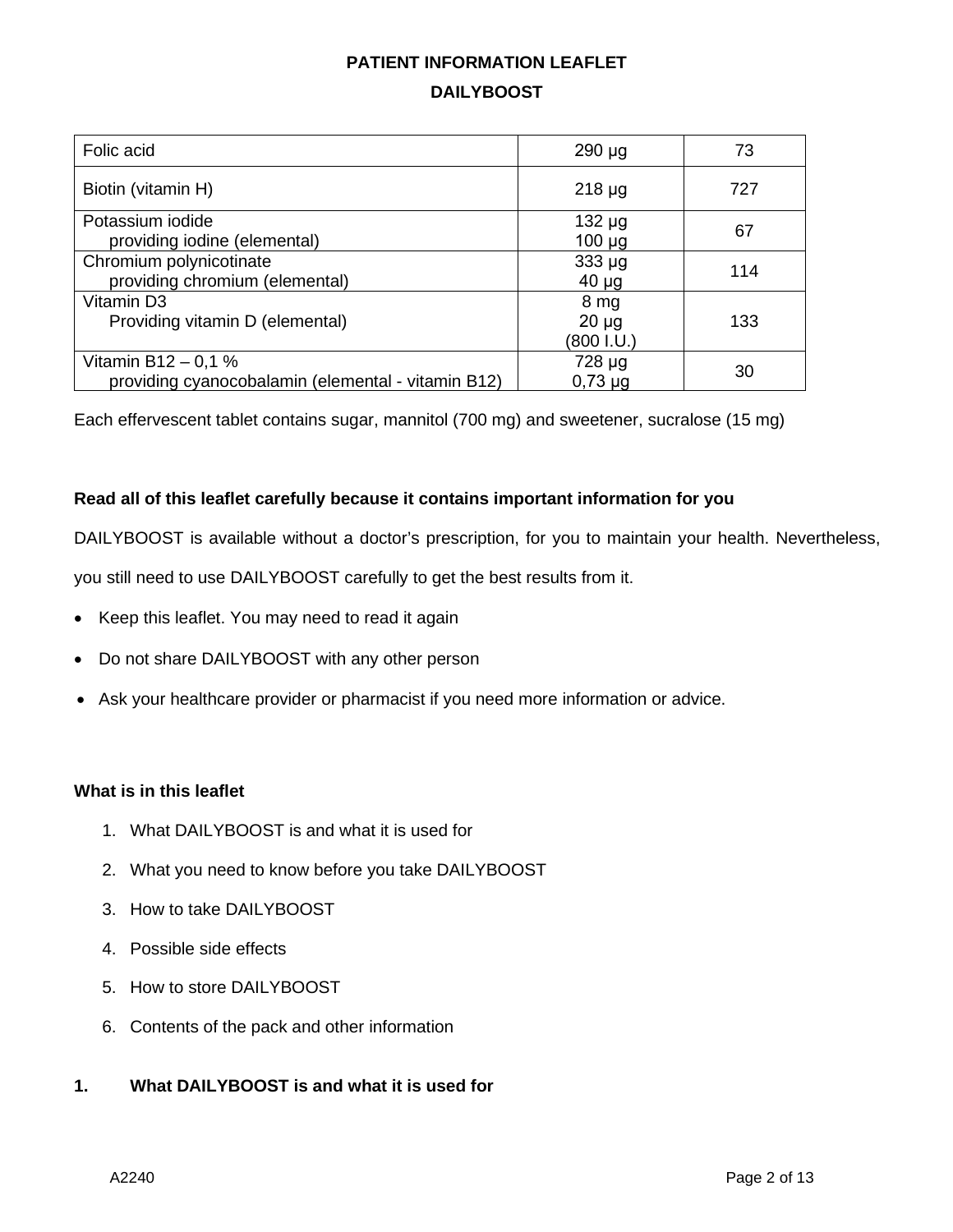**PATIENT INFORMATION LEAFLET**

**DAILYBOOST**

| | | |
|---|---|---|
| Folic acid | 290 µg | 73 |
| Biotin (vitamin H) | 218 µg | 727 |
| Potassium iodide<br>providing iodine (elemental) | 132 µg<br>100 µg | 67 |
| Chromium polynicotinate<br>providing chromium (elemental) | 333 µg<br>40 µg | 114 |
| Vitamin D3<br>Providing vitamin D (elemental) | 8 mg<br>20 µg<br>(800 I.U.) | 133 |
| Vitamin B12 – 0,1 %<br>providing cyanocobalamin (elemental - vitamin B12) | 728 µg<br>0,73 µg | 30 |

Each effervescent tablet contains sugar, mannitol (700 mg) and sweetener, sucralose (15 mg)

**Read all of this leaflet carefully because it contains important information for you**

DAILYBOOST is available without a doctor's prescription, for you to maintain your health. Nevertheless, you still need to use DAILYBOOST carefully to get the best results from it.

- Keep this leaflet. You may need to read it again
- Do not share DAILYBOOST with any other person
- Ask your healthcare provider or pharmacist if you need more information or advice.

**What is in this leaflet**

1. What DAILYBOOST is and what it is used for
2. What you need to know before you take DAILYBOOST
3. How to take DAILYBOOST
4. Possible side effects
5. How to store DAILYBOOST
6. Contents of the pack and other information

## 1. What DAILYBOOST is and what it is used for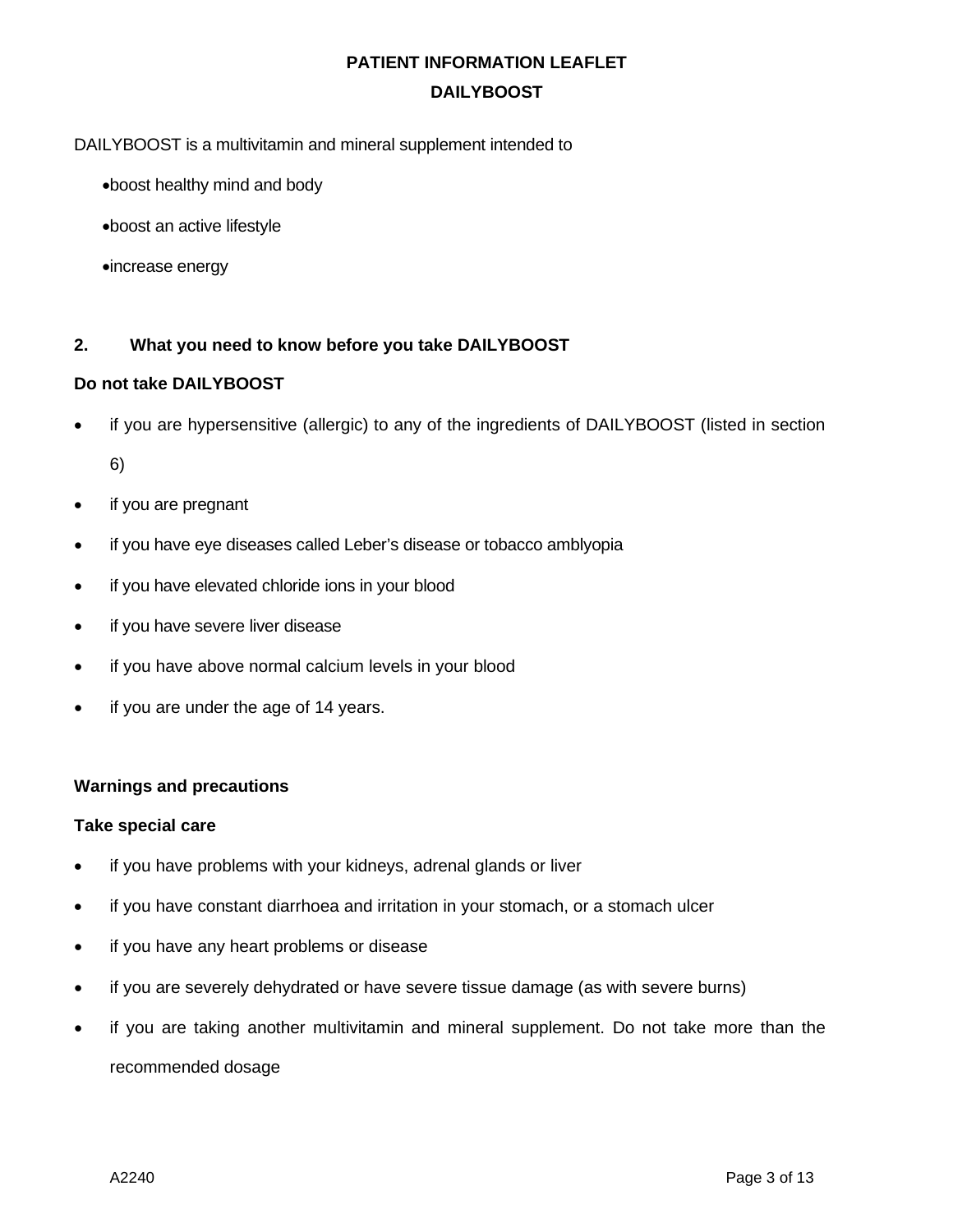**PATIENT INFORMATION LEAFLET**

**DAILYBOOST**

DAILYBOOST is a multivitamin and mineral supplement intended to

- boost healthy mind and body
- boost an active lifestyle
- increase energy

## 2. What you need to know before you take DAILYBOOST

**Do not take DAILYBOOST**

- if you are hypersensitive (allergic) to any of the ingredients of DAILYBOOST (listed in section 6)
- if you are pregnant
- if you have eye diseases called Leber's disease or tobacco amblyopia
- if you have elevated chloride ions in your blood
- if you have severe liver disease
- if you have above normal calcium levels in your blood
- if you are under the age of 14 years.

**Warnings and precautions**

**Take special care**

- if you have problems with your kidneys, adrenal glands or liver
- if you have constant diarrhoea and irritation in your stomach, or a stomach ulcer
- if you have any heart problems or disease
- if you are severely dehydrated or have severe tissue damage (as with severe burns)
- if you are taking another multivitamin and mineral supplement. Do not take more than the recommended dosage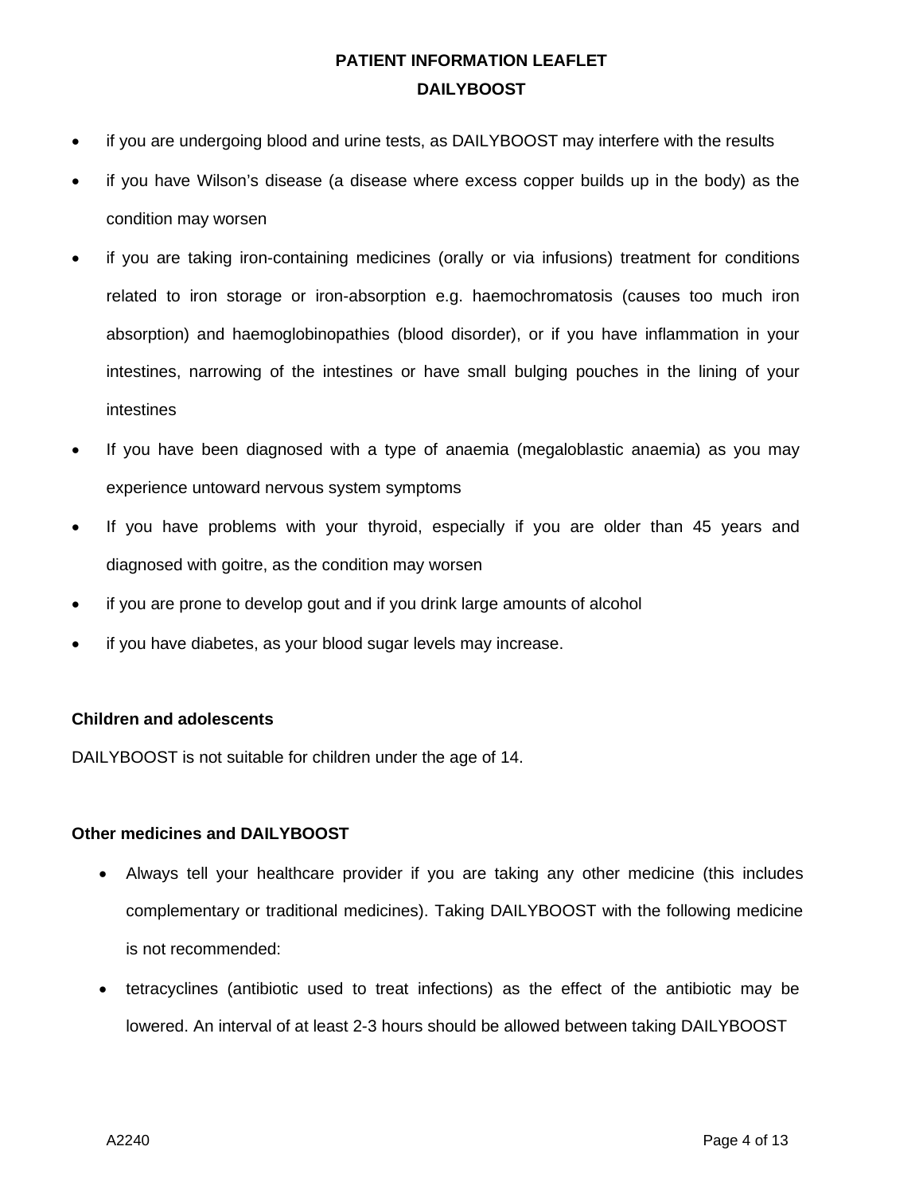- if you are undergoing blood and urine tests, as DAILYBOOST may interfere with the results
- if you have Wilson's disease (a disease where excess copper builds up in the body) as the condition may worsen
- if you are taking iron-containing medicines (orally or via infusions) treatment for conditions related to iron storage or iron-absorption e.g. haemochromatosis (causes too much iron absorption) and haemoglobinopathies (blood disorder), or if you have inflammation in your intestines, narrowing of the intestines or have small bulging pouches in the lining of your intestines
- If you have been diagnosed with a type of anaemia (megaloblastic anaemia) as you may experience untoward nervous system symptoms
- If you have problems with your thyroid, especially if you are older than 45 years and diagnosed with goitre, as the condition may worsen
- if you are prone to develop gout and if you drink large amounts of alcohol
- if you have diabetes, as your blood sugar levels may increase.

**Children and adolescents**

DAILYBOOST is not suitable for children under the age of 14.

**Other medicines and DAILYBOOST**

- Always tell your healthcare provider if you are taking any other medicine (this includes complementary or traditional medicines). Taking DAILYBOOST with the following medicine is not recommended:
- tetracyclines (antibiotic used to treat infections) as the effect of the antibiotic may be lowered. An interval of at least 2-3 hours should be allowed between taking DAILYBOOST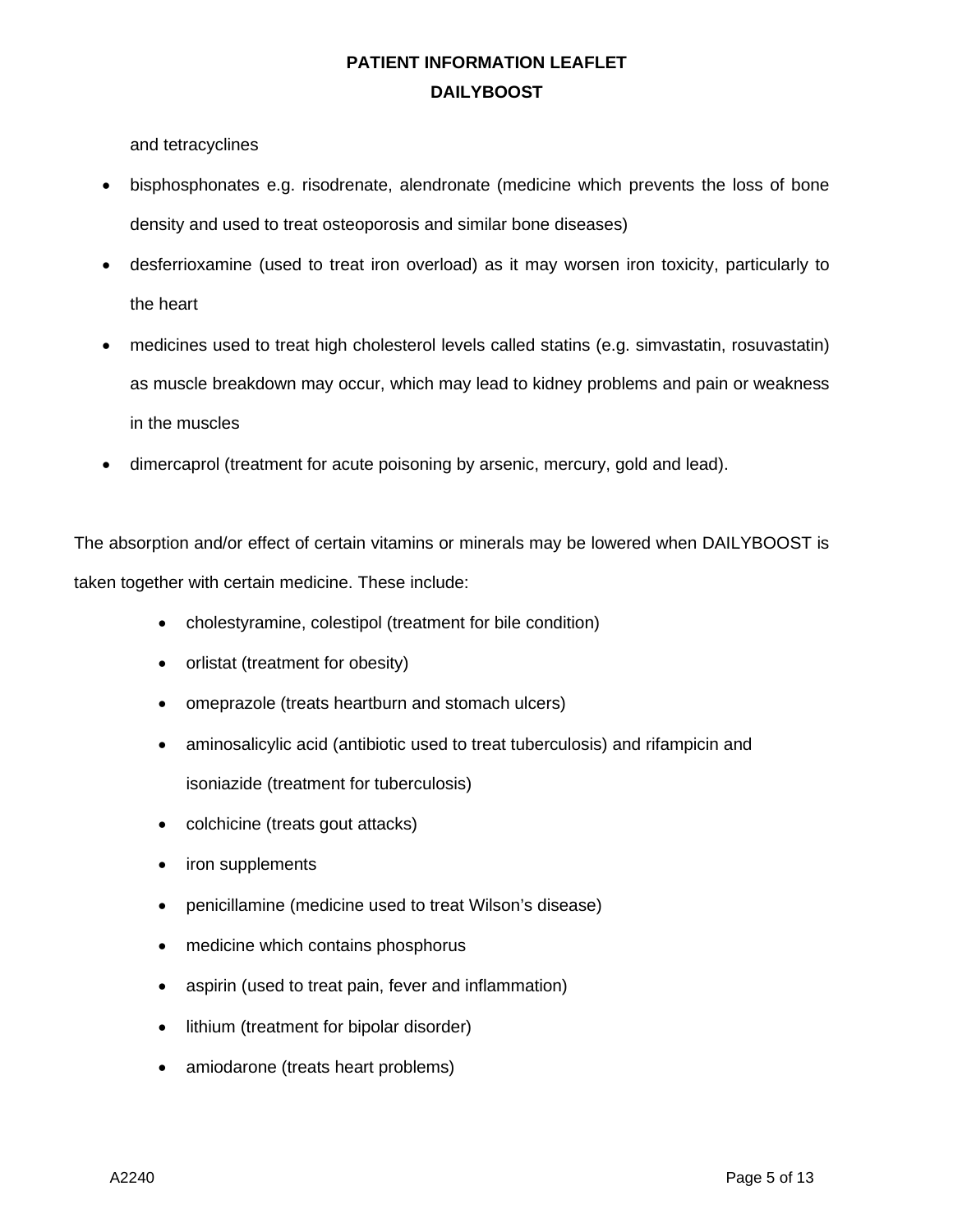and tetracyclines

- bisphosphonates e.g. risodrenate, alendronate (medicine which prevents the loss of bone density and used to treat osteoporosis and similar bone diseases)
- desferrioxamine (used to treat iron overload) as it may worsen iron toxicity, particularly to the heart
- medicines used to treat high cholesterol levels called statins (e.g. simvastatin, rosuvastatin) as muscle breakdown may occur, which may lead to kidney problems and pain or weakness in the muscles
- dimercaprol (treatment for acute poisoning by arsenic, mercury, gold and lead).

The absorption and/or effect of certain vitamins or minerals may be lowered when DAILYBOOST is taken together with certain medicine. These include:

- cholestyramine, colestipol (treatment for bile condition)
- orlistat (treatment for obesity)
- omeprazole (treats heartburn and stomach ulcers)
- aminosalicylic acid (antibiotic used to treat tuberculosis) and rifampicin and isoniazide (treatment for tuberculosis)
- colchicine (treats gout attacks)
- iron supplements
- penicillamine (medicine used to treat Wilson's disease)
- medicine which contains phosphorus
- aspirin (used to treat pain, fever and inflammation)
- lithium (treatment for bipolar disorder)
- amiodarone (treats heart problems)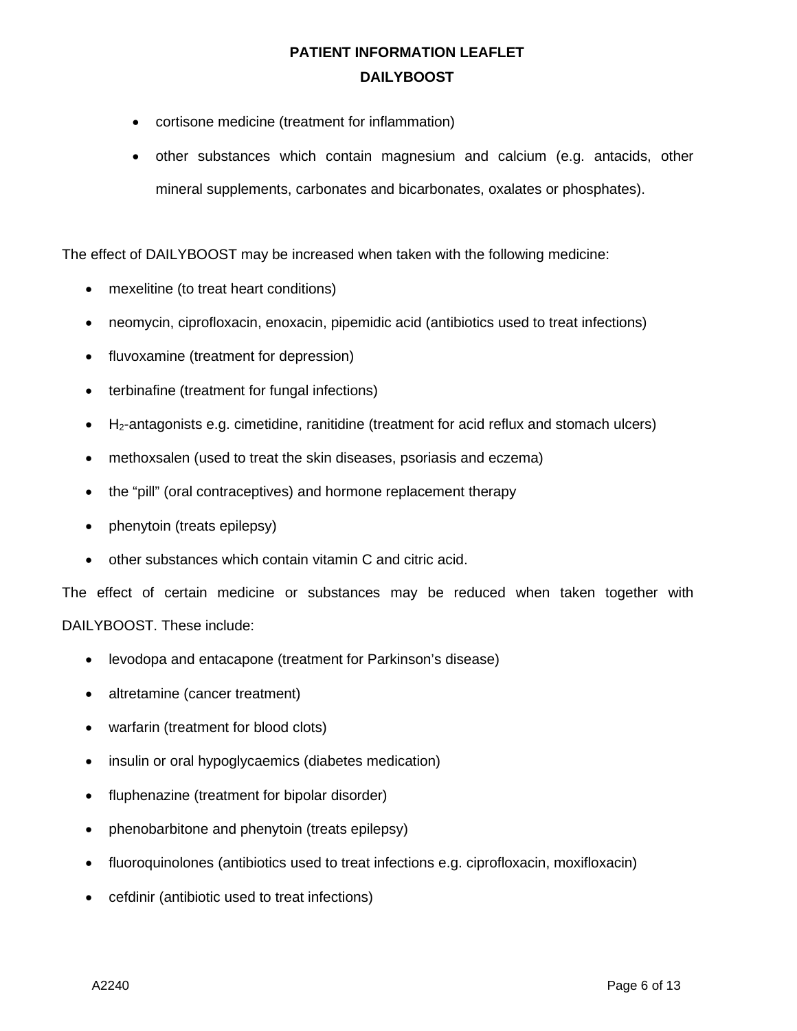- cortisone medicine (treatment for inflammation)
- other substances which contain magnesium and calcium (e.g. antacids, other mineral supplements, carbonates and bicarbonates, oxalates or phosphates).

The effect of DAILYBOOST may be increased when taken with the following medicine:

- mexelitine (to treat heart conditions)
- neomycin, ciprofloxacin, enoxacin, pipemidic acid (antibiotics used to treat infections)
- fluvoxamine (treatment for depression)
- terbinafine (treatment for fungal infections)
- $H_2$-antagonists e.g. cimetidine, ranitidine (treatment for acid reflux and stomach ulcers)
- methoxsalen (used to treat the skin diseases, psoriasis and eczema)
- the "pill" (oral contraceptives) and hormone replacement therapy
- phenytoin (treats epilepsy)
- other substances which contain vitamin C and citric acid.

The effect of certain medicine or substances may be reduced when taken together with DAILYBOOST. These include:

- levodopa and entacapone (treatment for Parkinson's disease)
- altretamine (cancer treatment)
- warfarin (treatment for blood clots)
- insulin or oral hypoglycaemics (diabetes medication)
- fluphenazine (treatment for bipolar disorder)
- phenobarbitone and phenytoin (treats epilepsy)
- fluoroquinolones (antibiotics used to treat infections e.g. ciprofloxacin, moxifloxacin)
- cefdinir (antibiotic used to treat infections)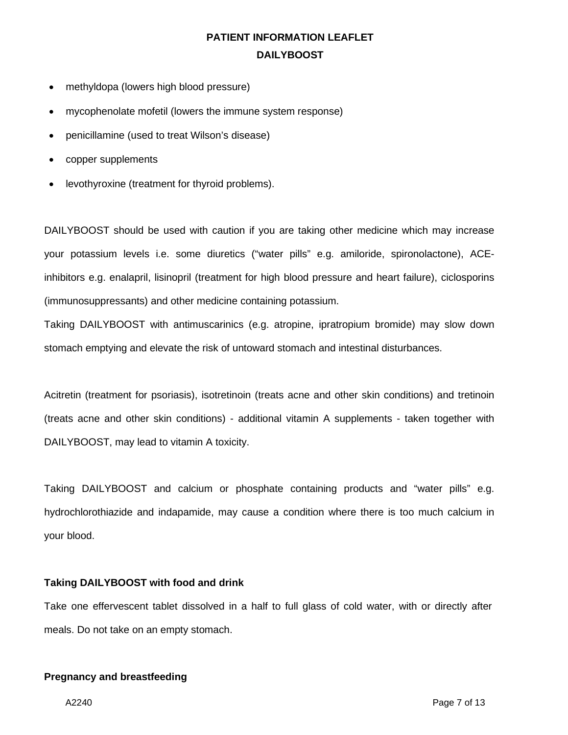- methyldopa (lowers high blood pressure)
- mycophenolate mofetil (lowers the immune system response)
- penicillamine (used to treat Wilson's disease)
- copper supplements
- levothyroxine (treatment for thyroid problems).

DAILYBOOST should be used with caution if you are taking other medicine which may increase your potassium levels i.e. some diuretics ("water pills" e.g. amiloride, spironolactone), ACE-inhibitors e.g. enalapril, lisinopril (treatment for high blood pressure and heart failure), ciclosporins (immunosuppressants) and other medicine containing potassium.

Taking DAILYBOOST with antimuscarinics (e.g. atropine, ipratropium bromide) may slow down stomach emptying and elevate the risk of untoward stomach and intestinal disturbances.

Acitretin (treatment for psoriasis), isotretinoin (treats acne and other skin conditions) and tretinoin (treats acne and other skin conditions) - additional vitamin A supplements - taken together with DAILYBOOST, may lead to vitamin A toxicity.

Taking DAILYBOOST and calcium or phosphate containing products and "water pills" e.g. hydrochlorothiazide and indapamide, may cause a condition where there is too much calcium in your blood.

**Taking DAILYBOOST with food and drink**

Take one effervescent tablet dissolved in a half to full glass of cold water, with or directly after meals. Do not take on an empty stomach.

**Pregnancy and breastfeeding**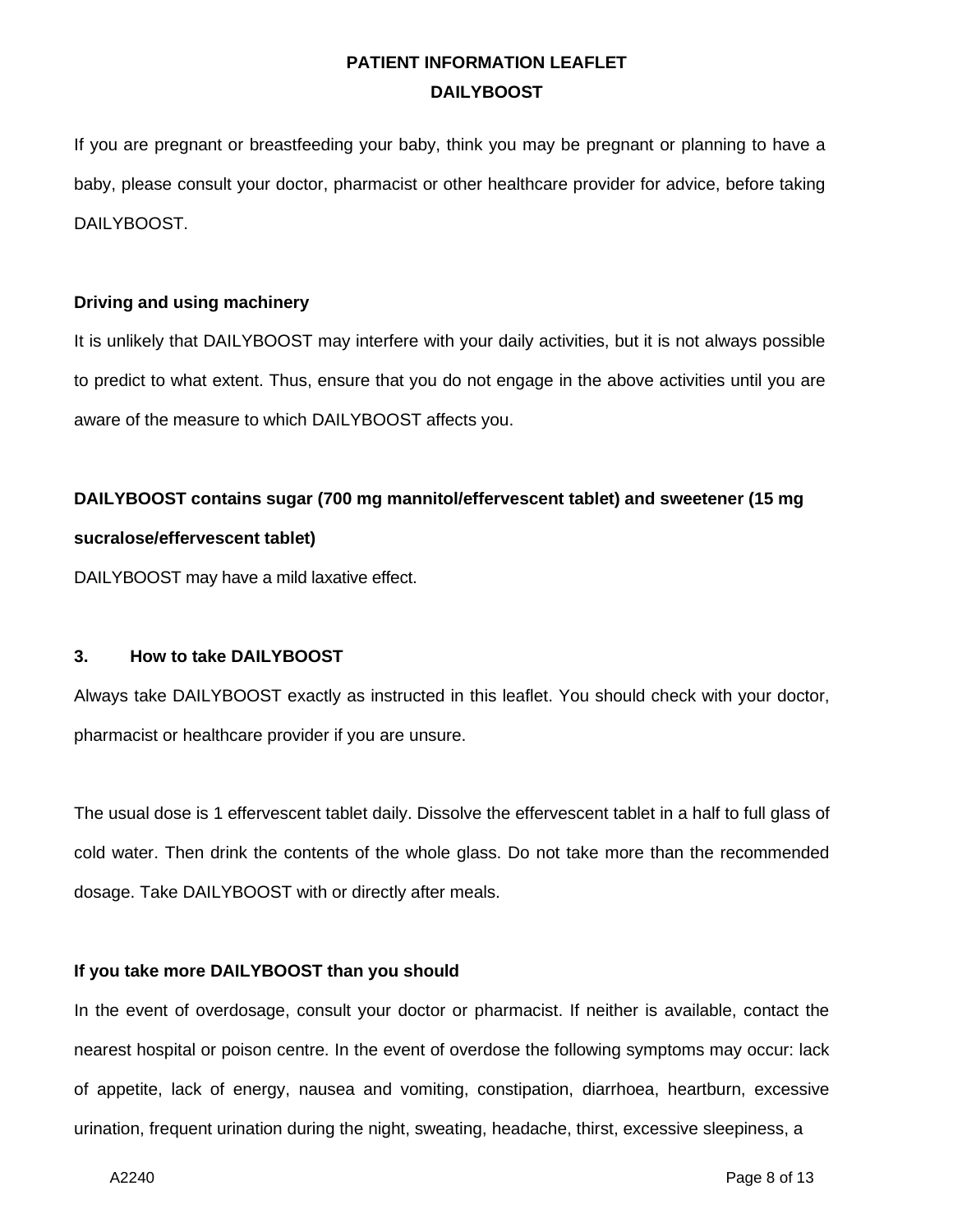If you are pregnant or breastfeeding your baby, think you may be pregnant or planning to have a baby, please consult your doctor, pharmacist or other healthcare provider for advice, before taking DAILYBOOST.

**Driving and using machinery**

It is unlikely that DAILYBOOST may interfere with your daily activities, but it is not always possible to predict to what extent. Thus, ensure that you do not engage in the above activities until you are aware of the measure to which DAILYBOOST affects you.

**DAILYBOOST contains sugar (700 mg mannitol/effervescent tablet) and sweetener (15 mg sucralose/effervescent tablet)**

DAILYBOOST may have a mild laxative effect.

## 3. How to take DAILYBOOST

Always take DAILYBOOST exactly as instructed in this leaflet. You should check with your doctor, pharmacist or healthcare provider if you are unsure.

The usual dose is 1 effervescent tablet daily. Dissolve the effervescent tablet in a half to full glass of cold water. Then drink the contents of the whole glass. Do not take more than the recommended dosage. Take DAILYBOOST with or directly after meals.

**If you take more DAILYBOOST than you should**

In the event of overdosage, consult your doctor or pharmacist. If neither is available, contact the nearest hospital or poison centre. In the event of overdose the following symptoms may occur: lack of appetite, lack of energy, nausea and vomiting, constipation, diarrhoea, heartburn, excessive urination, frequent urination during the night, sweating, headache, thirst, excessive sleepiness, a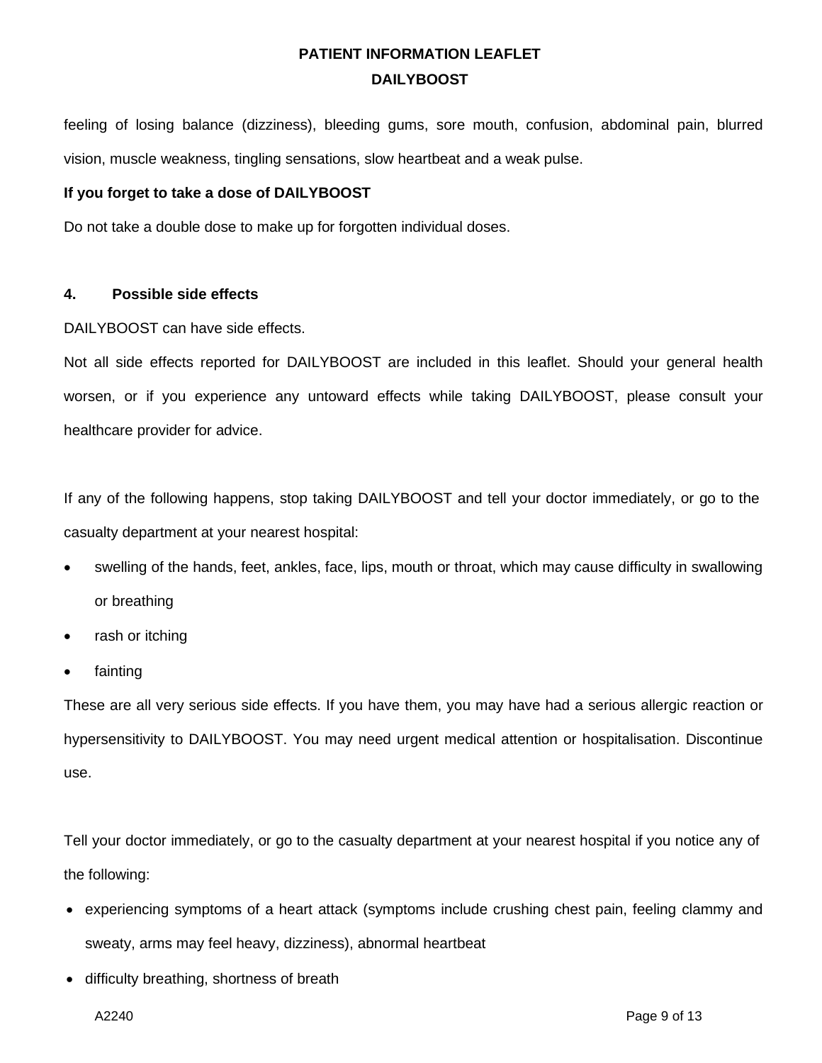feeling of losing balance (dizziness), bleeding gums, sore mouth, confusion, abdominal pain, blurred vision, muscle weakness, tingling sensations, slow heartbeat and a weak pulse.

**If you forget to take a dose of DAILYBOOST**

Do not take a double dose to make up for forgotten individual doses.

## 4. Possible side effects

DAILYBOOST can have side effects.

Not all side effects reported for DAILYBOOST are included in this leaflet. Should your general health worsen, or if you experience any untoward effects while taking DAILYBOOST, please consult your healthcare provider for advice.

If any of the following happens, stop taking DAILYBOOST and tell your doctor immediately, or go to the casualty department at your nearest hospital:

- swelling of the hands, feet, ankles, face, lips, mouth or throat, which may cause difficulty in swallowing or breathing
- rash or itching
- fainting

These are all very serious side effects. If you have them, you may have had a serious allergic reaction or hypersensitivity to DAILYBOOST. You may need urgent medical attention or hospitalisation. Discontinue use.

Tell your doctor immediately, or go to the casualty department at your nearest hospital if you notice any of the following:

- experiencing symptoms of a heart attack (symptoms include crushing chest pain, feeling clammy and sweaty, arms may feel heavy, dizziness), abnormal heartbeat
- difficulty breathing, shortness of breath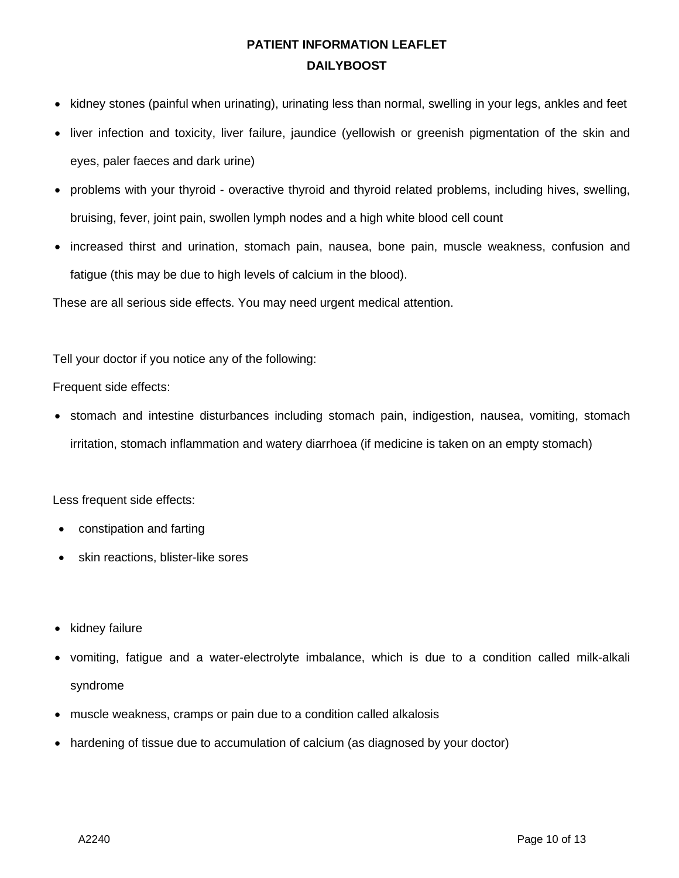- kidney stones (painful when urinating), urinating less than normal, swelling in your legs, ankles and feet
- liver infection and toxicity, liver failure, jaundice (yellowish or greenish pigmentation of the skin and eyes, paler faeces and dark urine)
- problems with your thyroid - overactive thyroid and thyroid related problems, including hives, swelling, bruising, fever, joint pain, swollen lymph nodes and a high white blood cell count
- increased thirst and urination, stomach pain, nausea, bone pain, muscle weakness, confusion and fatigue (this may be due to high levels of calcium in the blood).

These are all serious side effects. You may need urgent medical attention.

Tell your doctor if you notice any of the following:

Frequent side effects:

- stomach and intestine disturbances including stomach pain, indigestion, nausea, vomiting, stomach irritation, stomach inflammation and watery diarrhoea (if medicine is taken on an empty stomach)

Less frequent side effects:

- constipation and farting
- skin reactions, blister-like sores

- kidney failure
- vomiting, fatigue and a water-electrolyte imbalance, which is due to a condition called milk-alkali syndrome
- muscle weakness, cramps or pain due to a condition called alkalosis
- hardening of tissue due to accumulation of calcium (as diagnosed by your doctor)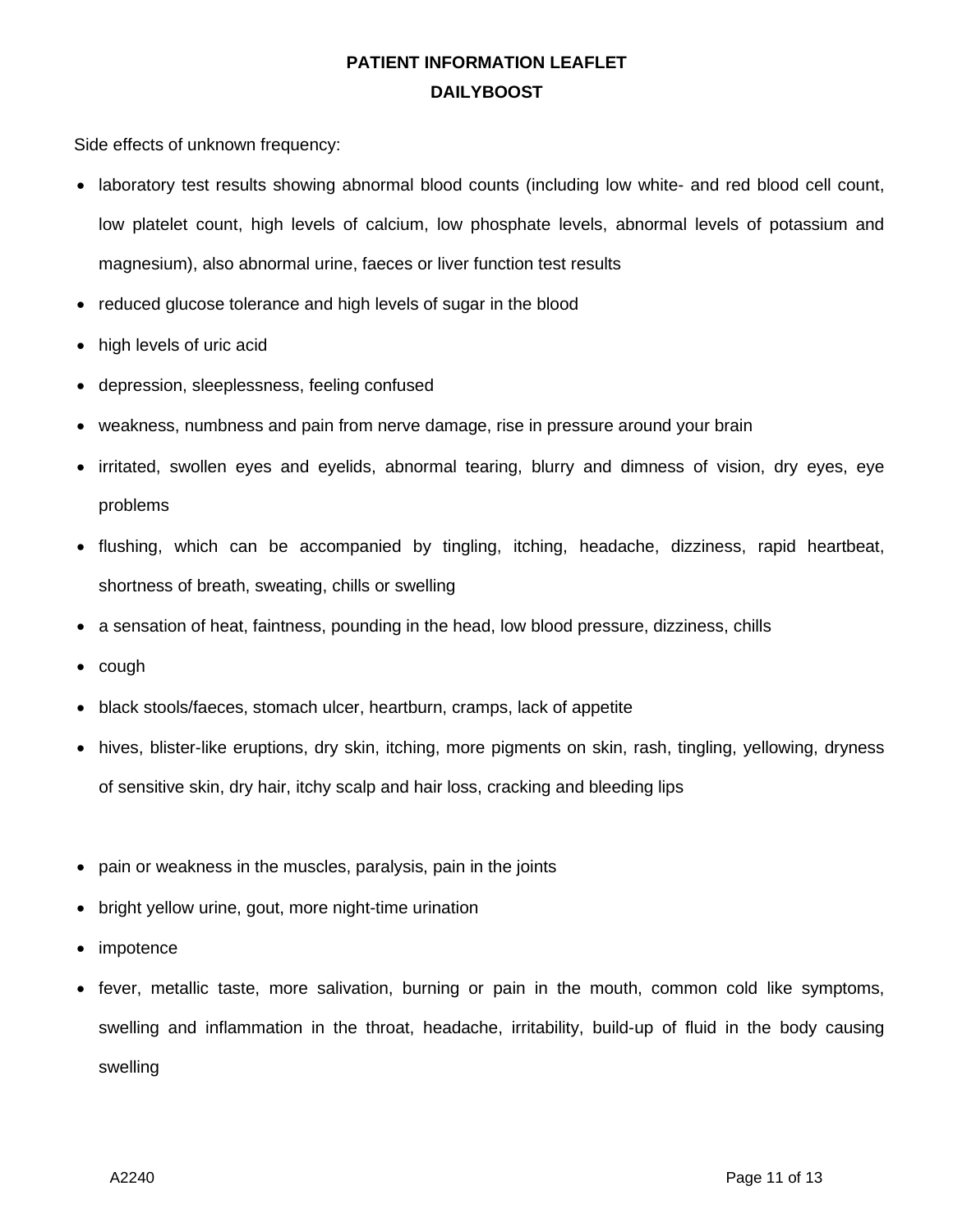Side effects of unknown frequency:

- laboratory test results showing abnormal blood counts (including low white- and red blood cell count, low platelet count, high levels of calcium, low phosphate levels, abnormal levels of potassium and magnesium), also abnormal urine, faeces or liver function test results
- reduced glucose tolerance and high levels of sugar in the blood
- high levels of uric acid
- depression, sleeplessness, feeling confused
- weakness, numbness and pain from nerve damage, rise in pressure around your brain
- irritated, swollen eyes and eyelids, abnormal tearing, blurry and dimness of vision, dry eyes, eye problems
- flushing, which can be accompanied by tingling, itching, headache, dizziness, rapid heartbeat, shortness of breath, sweating, chills or swelling
- a sensation of heat, faintness, pounding in the head, low blood pressure, dizziness, chills
- cough
- black stools/faeces, stomach ulcer, heartburn, cramps, lack of appetite
- hives, blister-like eruptions, dry skin, itching, more pigments on skin, rash, tingling, yellowing, dryness of sensitive skin, dry hair, itchy scalp and hair loss, cracking and bleeding lips
- pain or weakness in the muscles, paralysis, pain in the joints
- bright yellow urine, gout, more night-time urination
- impotence
- fever, metallic taste, more salivation, burning or pain in the mouth, common cold like symptoms, swelling and inflammation in the throat, headache, irritability, build-up of fluid in the body causing swelling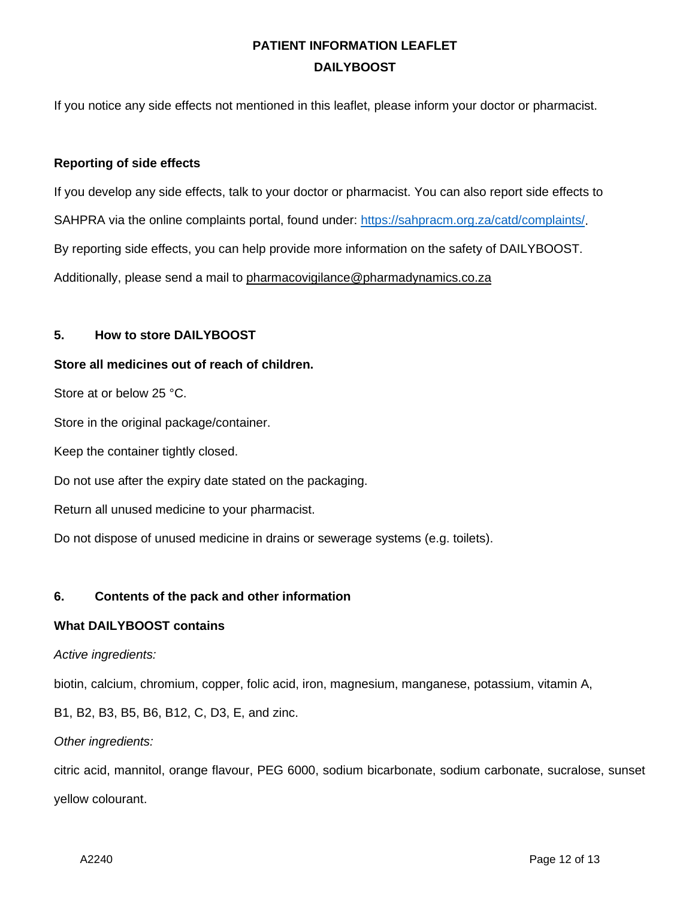If you notice any side effects not mentioned in this leaflet, please inform your doctor or pharmacist.

**Reporting of side effects**

If you develop any side effects, talk to your doctor or pharmacist. You can also report side effects to SAHPRA via the online complaints portal, found under: https://sahpracm.org.za/catd/complaints/. By reporting side effects, you can help provide more information on the safety of DAILYBOOST. Additionally, please send a mail to pharmacovigilance@pharmadynamics.co.za

## 5. How to store DAILYBOOST

**Store all medicines out of reach of children.**

Store at or below 25 °C.

Store in the original package/container.

Keep the container tightly closed.

Do not use after the expiry date stated on the packaging.

Return all unused medicine to your pharmacist.

Do not dispose of unused medicine in drains or sewerage systems (e.g. toilets).

## 6. Contents of the pack and other information

**What DAILYBOOST contains**

*Active ingredients:*

biotin, calcium, chromium, copper, folic acid, iron, magnesium, manganese, potassium, vitamin A, B1, B2, B3, B5, B6, B12, C, D3, E, and zinc.

*Other ingredients:*

citric acid, mannitol, orange flavour, PEG 6000, sodium bicarbonate, sodium carbonate, sucralose, sunset yellow colourant.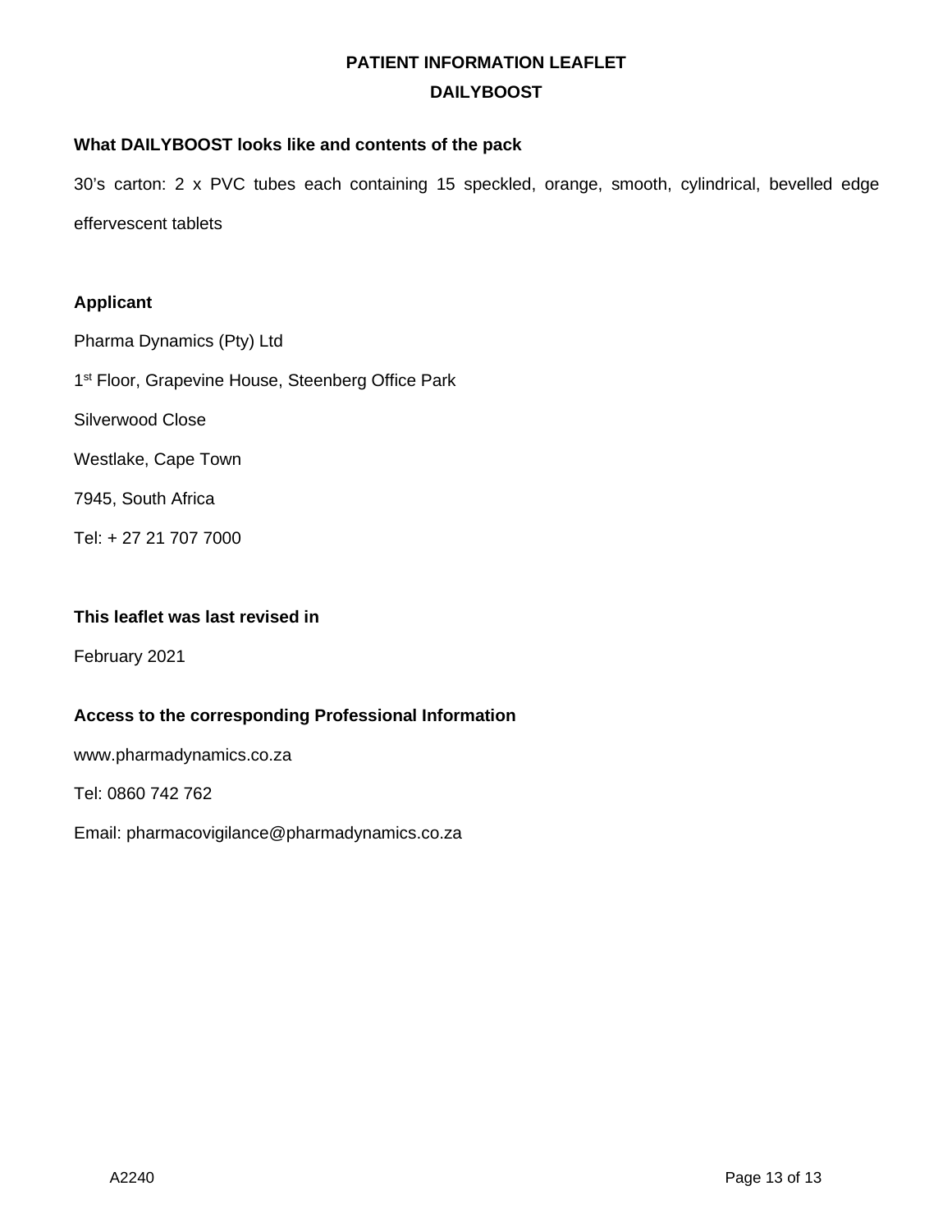**PATIENT INFORMATION LEAFLET**

**DAILYBOOST**

**What DAILYBOOST looks like and contents of the pack**

30's carton: 2 x PVC tubes each containing 15 speckled, orange, smooth, cylindrical, bevelled edge effervescent tablets

**Applicant**

Pharma Dynamics (Pty) Ltd

1st Floor, Grapevine House, Steenberg Office Park

Silverwood Close

Westlake, Cape Town

7945, South Africa

Tel: + 27 21 707 7000

**This leaflet was last revised in**

February 2021

**Access to the corresponding Professional Information**

www.pharmadynamics.co.za

Tel: 0860 742 762

Email: pharmacovigilance@pharmadynamics.co.za

A2240